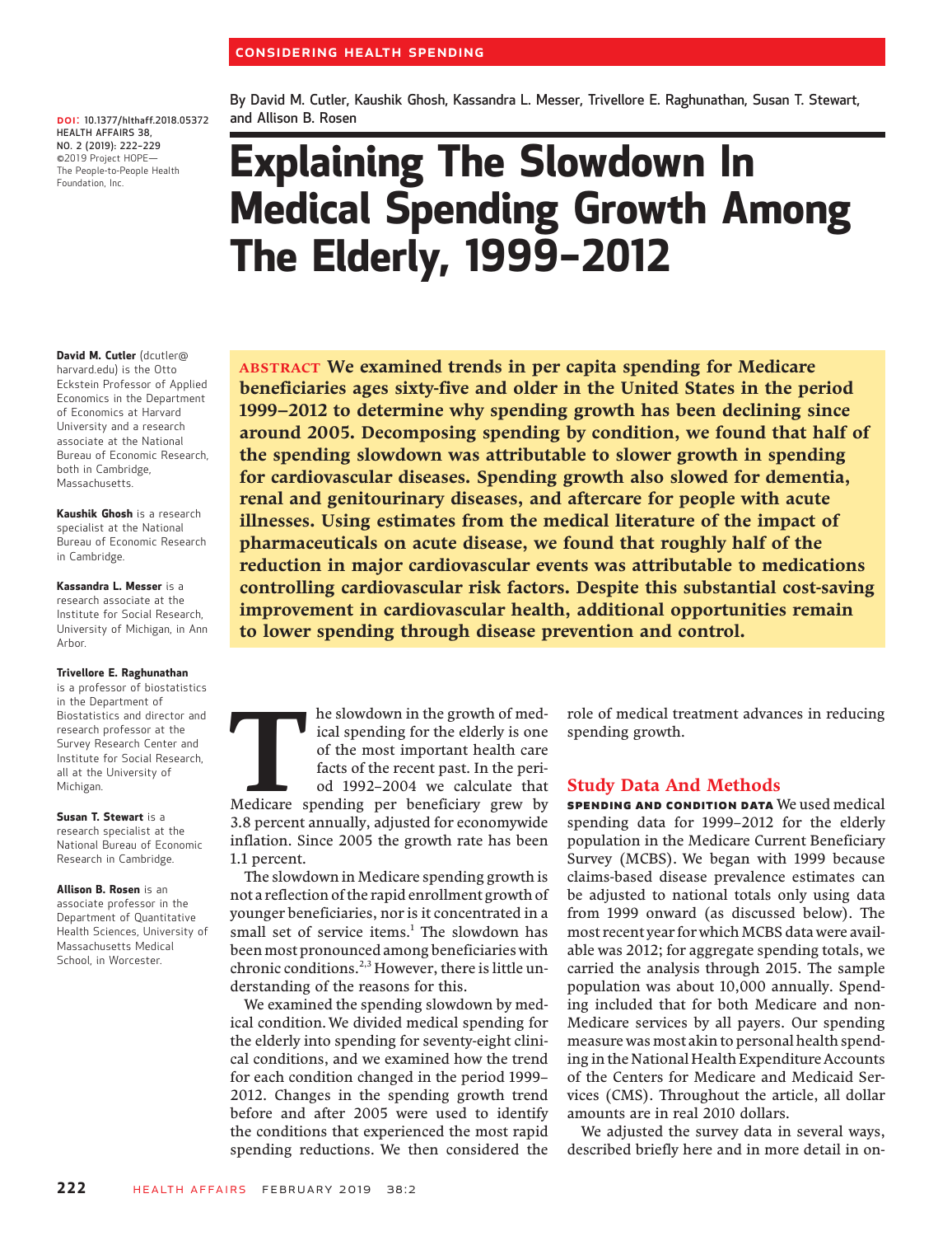CONSIDERING HEALTH SPENDING

DOI: 10.1377/hlthaff.2018.05372
HEALTH AFFAIRS 38, NO. 2 (2019): 222–229
©2019 Project HOPE— The People-to-People Health Foundation, Inc.

By David M. Cutler, Kaushik Ghosh, Kassandra L. Messer, Trivellore E. Raghunathan, Susan T. Stewart, and Allison B. Rosen

# Explaining The Slowdown In Medical Spending Growth Among The Elderly, 1999–2012

**David M. Cutler** (dcutler@harvard.edu) is the Otto Eckstein Professor of Applied Economics in the Department of Economics at Harvard University and a research associate at the National Bureau of Economic Research, both in Cambridge, Massachusetts.

**Kaushik Ghosh** is a research specialist at the National Bureau of Economic Research in Cambridge.

**Kassandra L. Messer** is a research associate at the Institute for Social Research, University of Michigan, in Ann Arbor.

**Trivellore E. Raghunathan** is a professor of biostatistics in the Department of Biostatistics and director and research professor at the Survey Research Center and Institute for Social Research, all at the University of Michigan.

**Susan T. Stewart** is a research specialist at the National Bureau of Economic Research in Cambridge.

**Allison B. Rosen** is an associate professor in the Department of Quantitative Health Sciences, University of Massachusetts Medical School, in Worcester.

**ABSTRACT We examined trends in per capita spending for Medicare beneficiaries ages sixty-five and older in the United States in the period 1999–2012 to determine why spending growth has been declining since around 2005. Decomposing spending by condition, we found that half of the spending slowdown was attributable to slower growth in spending for cardiovascular diseases. Spending growth also slowed for dementia, renal and genitourinary diseases, and aftercare for people with acute illnesses. Using estimates from the medical literature of the impact of pharmaceuticals on acute disease, we found that roughly half of the reduction in major cardiovascular events was attributable to medications controlling cardiovascular risk factors. Despite this substantial cost-saving improvement in cardiovascular health, additional opportunities remain to lower spending through disease prevention and control.**

The slowdown in the growth of medical spending for the elderly is one of the most important health care facts of the recent past. In the period 1992–2004 we calculate that Medicare spending per beneficiary grew by 3.8 percent annually, adjusted for economywide inflation. Since 2005 the growth rate has been 1.1 percent.

The slowdown in Medicare spending growth is not a reflection of the rapid enrollment growth of younger beneficiaries, nor is it concentrated in a small set of service items.[1] The slowdown has been most pronounced among beneficiaries with chronic conditions.[2,3] However, there is little understanding of the reasons for this.

We examined the spending slowdown by medical condition. We divided medical spending for the elderly into spending for seventy-eight clinical conditions, and we examined how the trend for each condition changed in the period 1999–2012. Changes in the spending growth trend before and after 2005 were used to identify the conditions that experienced the most rapid spending reductions. We then considered the role of medical treatment advances in reducing spending growth.

## Study Data And Methods

**SPENDING AND CONDITION DATA** We used medical spending data for 1999–2012 for the elderly population in the Medicare Current Beneficiary Survey (MCBS). We began with 1999 because claims-based disease prevalence estimates can be adjusted to national totals only using data from 1999 onward (as discussed below). The most recent year for which MCBS data were available was 2012; for aggregate spending totals, we carried the analysis through 2015. The sample population was about 10,000 annually. Spending included that for both Medicare and non-Medicare services by all payers. Our spending measure was most akin to personal health spending in the National Health Expenditure Accounts of the Centers for Medicare and Medicaid Services (CMS). Throughout the article, all dollar amounts are in real 2010 dollars.

We adjusted the survey data in several ways, described briefly here and in more detail in on-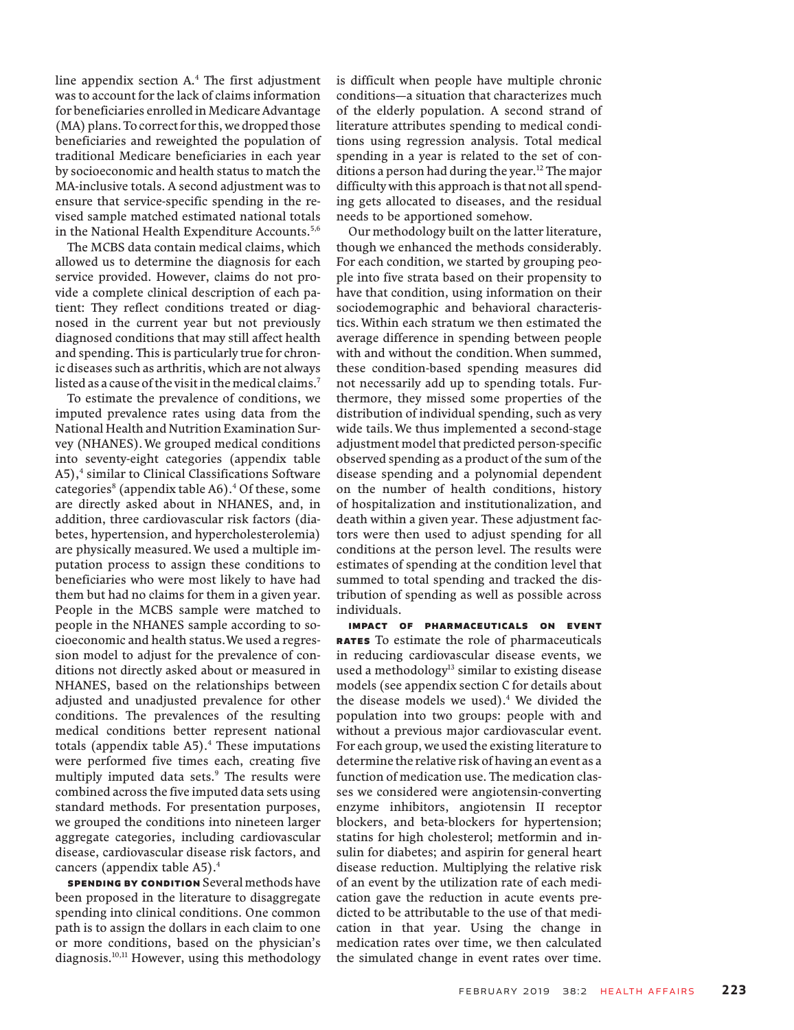line appendix section A.[4] The first adjustment was to account for the lack of claims information for beneficiaries enrolled in Medicare Advantage (MA) plans. To correct for this, we dropped those beneficiaries and reweighted the population of traditional Medicare beneficiaries in each year by socioeconomic and health status to match the MA-inclusive totals. A second adjustment was to ensure that service-specific spending in the revised sample matched estimated national totals in the National Health Expenditure Accounts.[5,6]

The MCBS data contain medical claims, which allowed us to determine the diagnosis for each service provided. However, claims do not provide a complete clinical description of each patient: They reflect conditions treated or diagnosed in the current year but not previously diagnosed conditions that may still affect health and spending. This is particularly true for chronic diseases such as arthritis, which are not always listed as a cause of the visit in the medical claims.[7]

To estimate the prevalence of conditions, we imputed prevalence rates using data from the National Health and Nutrition Examination Survey (NHANES). We grouped medical conditions into seventy-eight categories (appendix table A5),[4] similar to Clinical Classifications Software categories[8] (appendix table A6).[4] Of these, some are directly asked about in NHANES, and, in addition, three cardiovascular risk factors (diabetes, hypertension, and hypercholesterolemia) are physically measured. We used a multiple imputation process to assign these conditions to beneficiaries who were most likely to have had them but had no claims for them in a given year. People in the MCBS sample were matched to people in the NHANES sample according to socioeconomic and health status. We used a regression model to adjust for the prevalence of conditions not directly asked about or measured in NHANES, based on the relationships between adjusted and unadjusted prevalence for other conditions. The prevalences of the resulting medical conditions better represent national totals (appendix table A5).[4] These imputations were performed five times each, creating five multiply imputed data sets.[9] The results were combined across the five imputed data sets using standard methods. For presentation purposes, we grouped the conditions into nineteen larger aggregate categories, including cardiovascular disease, cardiovascular disease risk factors, and cancers (appendix table A5).[4]

**SPENDING BY CONDITION** Several methods have been proposed in the literature to disaggregate spending into clinical conditions. One common path is to assign the dollars in each claim to one or more conditions, based on the physician's diagnosis.[10,11] However, using this methodology is difficult when people have multiple chronic conditions—a situation that characterizes much of the elderly population. A second strand of literature attributes spending to medical conditions using regression analysis. Total medical spending in a year is related to the set of conditions a person had during the year.[12] The major difficulty with this approach is that not all spending gets allocated to diseases, and the residual needs to be apportioned somehow.

Our methodology built on the latter literature, though we enhanced the methods considerably. For each condition, we started by grouping people into five strata based on their propensity to have that condition, using information on their sociodemographic and behavioral characteristics. Within each stratum we then estimated the average difference in spending between people with and without the condition. When summed, these condition-based spending measures did not necessarily add up to spending totals. Furthermore, they missed some properties of the distribution of individual spending, such as very wide tails. We thus implemented a second-stage adjustment model that predicted person-specific observed spending as a product of the sum of the disease spending and a polynomial dependent on the number of health conditions, history of hospitalization and institutionalization, and death within a given year. These adjustment factors were then used to adjust spending for all conditions at the person level. The results were estimates of spending at the condition level that summed to total spending and tracked the distribution of spending as well as possible across individuals.

**IMPACT OF PHARMACEUTICALS ON EVENT RATES** To estimate the role of pharmaceuticals in reducing cardiovascular disease events, we used a methodology[13] similar to existing disease models (see appendix section C for details about the disease models we used).[4] We divided the population into two groups: people with and without a previous major cardiovascular event. For each group, we used the existing literature to determine the relative risk of having an event as a function of medication use. The medication classes we considered were angiotensin-converting enzyme inhibitors, angiotensin II receptor blockers, and beta-blockers for hypertension; statins for high cholesterol; metformin and insulin for diabetes; and aspirin for general heart disease reduction. Multiplying the relative risk of an event by the utilization rate of each medication gave the reduction in acute events predicted to be attributable to the use of that medication in that year. Using the change in medication rates over time, we then calculated the simulated change in event rates over time.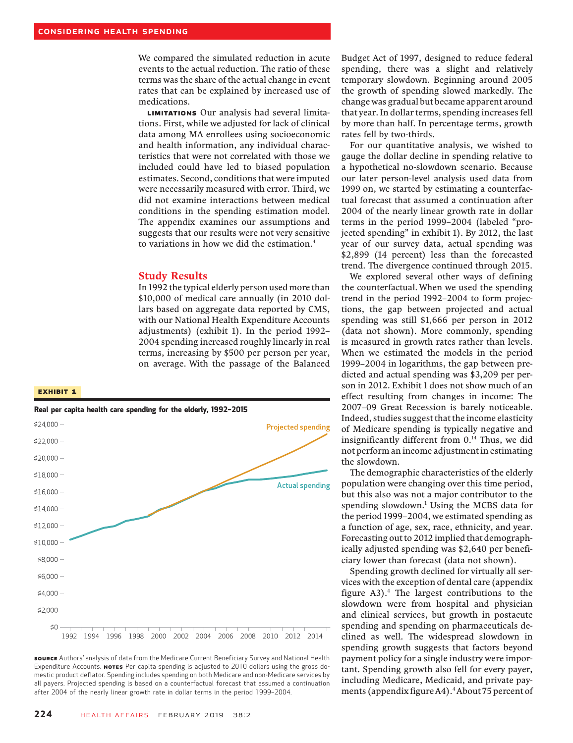We compared the simulated reduction in acute events to the actual reduction. The ratio of these terms was the share of the actual change in event rates that can be explained by increased use of medications.

**Limitations** Our analysis had several limitations. First, while we adjusted for lack of clinical data among MA enrollees using socioeconomic and health information, any individual characteristics that were not correlated with those we included could have led to biased population estimates. Second, conditions that were imputed were necessarily measured with error. Third, we did not examine interactions between medical conditions in the spending estimation model. The appendix examines our assumptions and suggests that our results were not very sensitive to variations in how we did the estimation.[4]

## Study Results

In 1992 the typical elderly person used more than $10,000 of medical care annually (in 2010 dollars based on aggregate data reported by CMS, with our National Health Expenditure Accounts adjustments) (exhibit 1). In the period 1992–2004 spending increased roughly linearly in real terms, increasing by $500 per person per year, on average. With the passage of the Balanced Budget Act of 1997, designed to reduce federal spending, there was a slight and relatively temporary slowdown. Beginning around 2005 the growth of spending slowed markedly. The change was gradual but became apparent around that year. In dollar terms, spending increases fell by more than half. In percentage terms, growth rates fell by two-thirds.

**Exhibit 1**

**Real per capita health care spending for the elderly, 1992–2015**

**Source** Authors' analysis of data from the Medicare Current Beneficiary Survey and National Health Expenditure Accounts. **Notes** Per capita spending is adjusted to 2010 dollars using the gross domestic product deflator. Spending includes spending on both Medicare and non-Medicare services by all payers. Projected spending is based on a counterfactual forecast that assumed a continuation after 2004 of the nearly linear growth rate in dollar terms in the period 1999–2004.

For our quantitative analysis, we wished to gauge the dollar decline in spending relative to a hypothetical no-slowdown scenario. Because our later person-level analysis used data from 1999 on, we started by estimating a counterfactual forecast that assumed a continuation after 2004 of the nearly linear growth rate in dollar terms in the period 1999–2004 (labeled "projected spending" in exhibit 1). By 2012, the last year of our survey data, actual spending was $2,899 (14 percent) less than the forecasted trend. The divergence continued through 2015.

We explored several other ways of defining the counterfactual. When we used the spending trend in the period 1992–2004 to form projections, the gap between projected and actual spending was still $1,666 per person in 2012 (data not shown). More commonly, spending is measured in growth rates rather than levels. When we estimated the models in the period 1999–2004 in logarithms, the gap between predicted and actual spending was $3,209 per person in 2012. Exhibit 1 does not show much of an effect resulting from changes in income: The 2007–09 Great Recession is barely noticeable. Indeed, studies suggest that the income elasticity of Medicare spending is typically negative and insignificantly different from 0.[14] Thus, we did not perform an income adjustment in estimating the slowdown.

The demographic characteristics of the elderly population were changing over this time period, but this also was not a major contributor to the spending slowdown.[1] Using the MCBS data for the period 1999–2004, we estimated spending as a function of age, sex, race, ethnicity, and year. Forecasting out to 2012 implied that demographically adjusted spending was $2,640 per beneficiary lower than forecast (data not shown).

Spending growth declined for virtually all services with the exception of dental care (appendix figure A3).[4] The largest contributions to the slowdown were from hospital and physician and clinical services, but growth in postacute spending and spending on pharmaceuticals declined as well. The widespread slowdown in spending growth suggests that factors beyond payment policy for a single industry were important. Spending growth also fell for every payer, including Medicare, Medicaid, and private payments (appendix figure A4).[4] About 75 percent of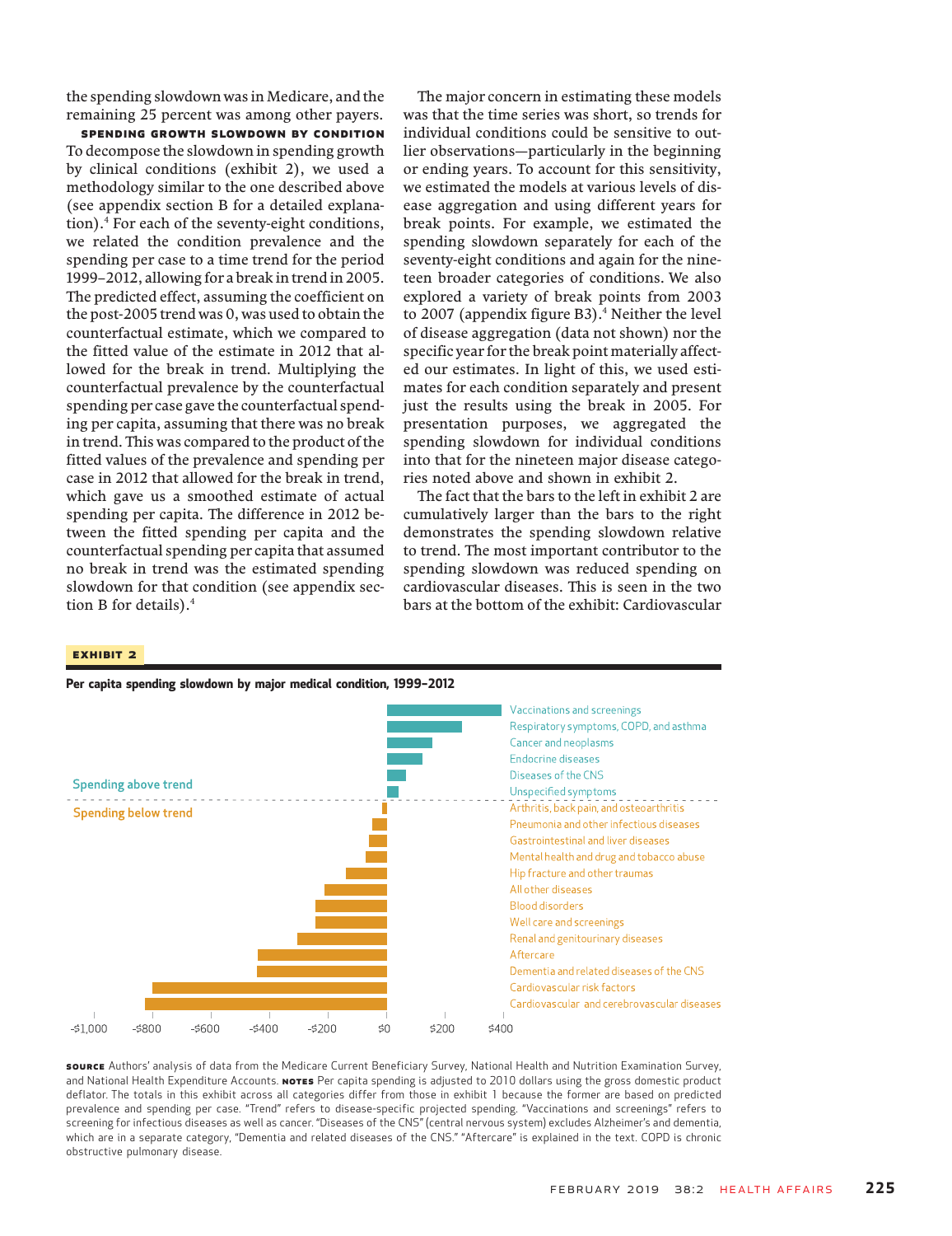the spending slowdown was in Medicare, and the remaining 25 percent was among other payers.

**SPENDING GROWTH SLOWDOWN BY CONDITION** To decompose the slowdown in spending growth by clinical conditions (exhibit 2), we used a methodology similar to the one described above (see appendix section B for a detailed explanation).[4] For each of the seventy-eight conditions, we related the condition prevalence and the spending per case to a time trend for the period 1999–2012, allowing for a break in trend in 2005. The predicted effect, assuming the coefficient on the post-2005 trend was 0, was used to obtain the counterfactual estimate, which we compared to the fitted value of the estimate in 2012 that allowed for the break in trend. Multiplying the counterfactual prevalence by the counterfactual spending per case gave the counterfactual spending per capita, assuming that there was no break in trend. This was compared to the product of the fitted values of the prevalence and spending per case in 2012 that allowed for the break in trend, which gave us a smoothed estimate of actual spending per capita. The difference in 2012 between the fitted spending per capita and the counterfactual spending per capita that assumed no break in trend was the estimated spending slowdown for that condition (see appendix section B for details).[4]

The major concern in estimating these models was that the time series was short, so trends for individual conditions could be sensitive to outlier observations—particularly in the beginning or ending years. To account for this sensitivity, we estimated the models at various levels of disease aggregation and using different years for break points. For example, we estimated the spending slowdown separately for each of the seventy-eight conditions and again for the nineteen broader categories of conditions. We also explored a variety of break points from 2003 to 2007 (appendix figure B3).[4] Neither the level of disease aggregation (data not shown) nor the specific year for the break point materially affected our estimates. In light of this, we used estimates for each condition separately and present just the results using the break in 2005. For presentation purposes, we aggregated the spending slowdown for individual conditions into that for the nineteen major disease categories noted above and shown in exhibit 2.

The fact that the bars to the left in exhibit 2 are cumulatively larger than the bars to the right demonstrates the spending slowdown relative to trend. The most important contributor to the spending slowdown was reduced spending on cardiovascular diseases. This is seen in the two bars at the bottom of the exhibit: Cardiovascular

**EXHIBIT 2**

**Per capita spending slowdown by major medical condition, 1999–2012**

| Condition | Spending relative to trend |
|---|---|
| *Spending above trend* | |
| Vaccinations and screenings | |
| Respiratory symptoms, COPD, and asthma | |
| Cancer and neoplasms | |
| Endocrine diseases | |
| Diseases of the CNS | |
| Unspecified symptoms | |
| *Spending below trend* | |
| Arthritis, back pain, and osteoarthritis | |
| Pneumonia and other infectious diseases | |
| Gastrointestinal and liver diseases | |
| Mental health and drug and tobacco abuse | |
| Hip fracture and other traumas | |
| All other diseases | |
| Blood disorders | |
| Well care and screenings | |
| Renal and genitourinary diseases | |
| Aftercare | |
| Dementia and related diseases of the CNS | |
| Cardiovascular risk factors | |
| Cardiovascular and cerebrovascular diseases | |

Axis: –$1,000, –$800, –$600, –$400, –$200, $0, $200, $400

**SOURCE** Authors' analysis of data from the Medicare Current Beneficiary Survey, National Health and Nutrition Examination Survey, and National Health Expenditure Accounts. **NOTES** Per capita spending is adjusted to 2010 dollars using the gross domestic product deflator. The totals in this exhibit across all categories differ from those in exhibit 1 because the former are based on predicted prevalence and spending per case. "Trend" refers to disease-specific projected spending. "Vaccinations and screenings" refers to screening for infectious diseases as well as cancer. "Diseases of the CNS" (central nervous system) excludes Alzheimer's and dementia, which are in a separate category, "Dementia and related diseases of the CNS." "Aftercare" is explained in the text. COPD is chronic obstructive pulmonary disease.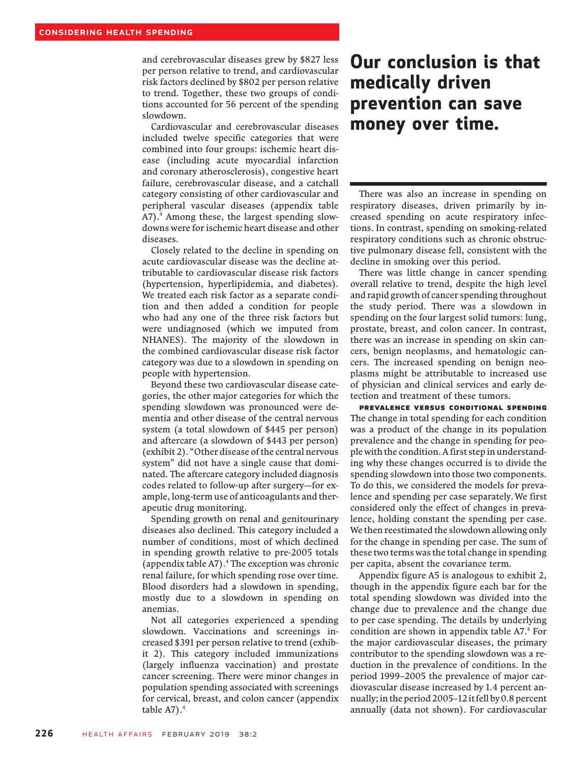and cerebrovascular diseases grew by $827 less per person relative to trend, and cardiovascular risk factors declined by $802 per person relative to trend. Together, these two groups of conditions accounted for 56 percent of the spending slowdown.

Cardiovascular and cerebrovascular diseases included twelve specific categories that were combined into four groups: ischemic heart disease (including acute myocardial infarction and coronary atherosclerosis), congestive heart failure, cerebrovascular disease, and a catchall category consisting of other cardiovascular and peripheral vascular diseases (appendix table A7).[4] Among these, the largest spending slowdowns were for ischemic heart disease and other diseases.

Closely related to the decline in spending on acute cardiovascular disease was the decline attributable to cardiovascular disease risk factors (hypertension, hyperlipidemia, and diabetes). We treated each risk factor as a separate condition and then added a condition for people who had any one of the three risk factors but were undiagnosed (which we imputed from NHANES). The majority of the slowdown in the combined cardiovascular disease risk factor category was due to a slowdown in spending on people with hypertension.

Beyond these two cardiovascular disease categories, the other major categories for which the spending slowdown was pronounced were dementia and other disease of the central nervous system (a total slowdown of $445 per person) and aftercare (a slowdown of $443 per person) (exhibit 2). "Other disease of the central nervous system" did not have a single cause that dominated. The aftercare category included diagnosis codes related to follow-up after surgery—for example, long-term use of anticoagulants and therapeutic drug monitoring.

Spending growth on renal and genitourinary diseases also declined. This category included a number of conditions, most of which declined in spending growth relative to pre-2005 totals (appendix table A7).[4] The exception was chronic renal failure, for which spending rose over time. Blood disorders had a slowdown in spending, mostly due to a slowdown in spending on anemias.

Not all categories experienced a spending slowdown. Vaccinations and screenings increased $391 per person relative to trend (exhibit 2). This category included immunizations (largely influenza vaccination) and prostate cancer screening. There were minor changes in population spending associated with screenings for cervical, breast, and colon cancer (appendix table A7).[4]

**Our conclusion is that medically driven prevention can save money over time.**

There was also an increase in spending on respiratory diseases, driven primarily by increased spending on acute respiratory infections. In contrast, spending on smoking-related respiratory conditions such as chronic obstructive pulmonary disease fell, consistent with the decline in smoking over this period.

There was little change in cancer spending overall relative to trend, despite the high level and rapid growth of cancer spending throughout the study period. There was a slowdown in spending on the four largest solid tumors: lung, prostate, breast, and colon cancer. In contrast, there was an increase in spending on skin cancers, benign neoplasms, and hematologic cancers. The increased spending on benign neoplasms might be attributable to increased use of physician and clinical services and early detection and treatment of these tumors.

**PREVALENCE VERSUS CONDITIONAL SPENDING** The change in total spending for each condition was a product of the change in its population prevalence and the change in spending for people with the condition. A first step in understanding why these changes occurred is to divide the spending slowdown into those two components. To do this, we considered the models for prevalence and spending per case separately. We first considered only the effect of changes in prevalence, holding constant the spending per case. We then reestimated the slowdown allowing only for the change in spending per case. The sum of these two terms was the total change in spending per capita, absent the covariance term.

Appendix figure A5 is analogous to exhibit 2, though in the appendix figure each bar for the total spending slowdown was divided into the change due to prevalence and the change due to per case spending. The details by underlying condition are shown in appendix table A7.[4] For the major cardiovascular diseases, the primary contributor to the spending slowdown was a reduction in the prevalence of conditions. In the period 1999–2005 the prevalence of major cardiovascular disease increased by 1.4 percent annually; in the period 2005–12 it fell by 0.8 percent annually (data not shown). For cardiovascular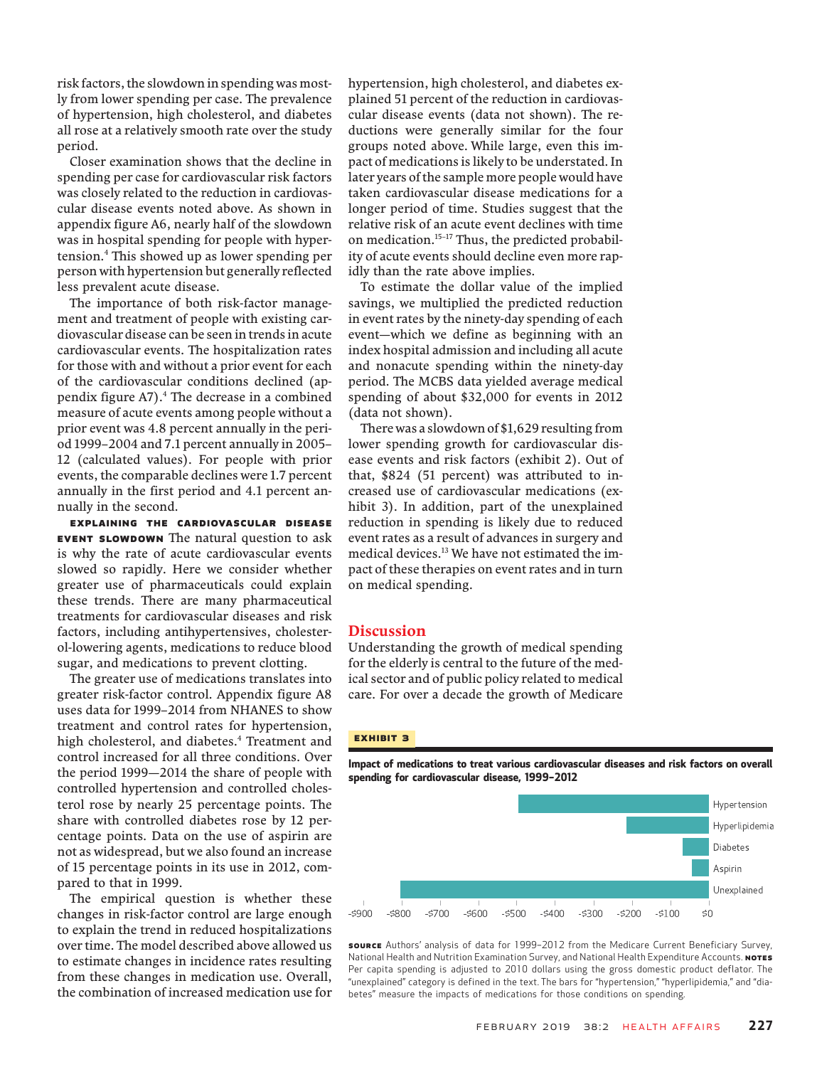risk factors, the slowdown in spending was mostly from lower spending per case. The prevalence of hypertension, high cholesterol, and diabetes all rose at a relatively smooth rate over the study period.

Closer examination shows that the decline in spending per case for cardiovascular risk factors was closely related to the reduction in cardiovascular disease events noted above. As shown in appendix figure A6, nearly half of the slowdown was in hospital spending for people with hypertension.[4] This showed up as lower spending per person with hypertension but generally reflected less prevalent acute disease.

The importance of both risk-factor management and treatment of people with existing cardiovascular disease can be seen in trends in acute cardiovascular events. The hospitalization rates for those with and without a prior event for each of the cardiovascular conditions declined (appendix figure A7).[4] The decrease in a combined measure of acute events among people without a prior event was 4.8 percent annually in the period 1999–2004 and 7.1 percent annually in 2005–12 (calculated values). For people with prior events, the comparable declines were 1.7 percent annually in the first period and 4.1 percent annually in the second.

**EXPLAINING THE CARDIOVASCULAR DISEASE EVENT SLOWDOWN** The natural question to ask is why the rate of acute cardiovascular events slowed so rapidly. Here we consider whether greater use of pharmaceuticals could explain these trends. There are many pharmaceutical treatments for cardiovascular diseases and risk factors, including antihypertensives, cholesterol-lowering agents, medications to reduce blood sugar, and medications to prevent clotting.

The greater use of medications translates into greater risk-factor control. Appendix figure A8 uses data for 1999–2014 from NHANES to show treatment and control rates for hypertension, high cholesterol, and diabetes.[4] Treatment and control increased for all three conditions. Over the period 1999—2014 the share of people with controlled hypertension and controlled cholesterol rose by nearly 25 percentage points. The share with controlled diabetes rose by 12 percentage points. Data on the use of aspirin are not as widespread, but we also found an increase of 15 percentage points in its use in 2012, compared to that in 1999.

The empirical question is whether these changes in risk-factor control are large enough to explain the trend in reduced hospitalizations over time. The model described above allowed us to estimate changes in incidence rates resulting from these changes in medication use. Overall, the combination of increased medication use for hypertension, high cholesterol, and diabetes explained 51 percent of the reduction in cardiovascular disease events (data not shown). The reductions were generally similar for the four groups noted above. While large, even this impact of medications is likely to be understated. In later years of the sample more people would have taken cardiovascular disease medications for a longer period of time. Studies suggest that the relative risk of an acute event declines with time on medication.[15–17] Thus, the predicted probability of acute events should decline even more rapidly than the rate above implies.

To estimate the dollar value of the implied savings, we multiplied the predicted reduction in event rates by the ninety-day spending of each event—which we define as beginning with an index hospital admission and including all acute and nonacute spending within the ninety-day period. The MCBS data yielded average medical spending of about $32,000 for events in 2012 (data not shown).

There was a slowdown of $1,629 resulting from lower spending growth for cardiovascular disease events and risk factors (exhibit 2). Out of that, $824 (51 percent) was attributed to increased use of cardiovascular medications (exhibit 3). In addition, part of the unexplained reduction in spending is likely due to reduced event rates as a result of advances in surgery and medical devices.[13] We have not estimated the impact of these therapies on event rates and in turn on medical spending.

## Discussion

Understanding the growth of medical spending for the elderly is central to the future of the medical sector and of public policy related to medical care. For over a decade the growth of Medicare

**EXHIBIT 3**

**Impact of medications to treat various cardiovascular diseases and risk factors on overall spending for cardiovascular disease, 1999–2012**

| Category | Approximate impact |
|---|---|
| Hypertension | -$500 |
| Hyperlipidemia | -$215 |
| Diabetes | -$70 |
| Aspirin | -$45 |
| Unexplained | -$805 |

**SOURCE** Authors' analysis of data for 1999–2012 from the Medicare Current Beneficiary Survey, National Health and Nutrition Examination Survey, and National Health Expenditure Accounts. **NOTES** Per capita spending is adjusted to 2010 dollars using the gross domestic product deflator. The "unexplained" category is defined in the text. The bars for "hypertension," "hyperlipidemia," and "diabetes" measure the impacts of medications for those conditions on spending.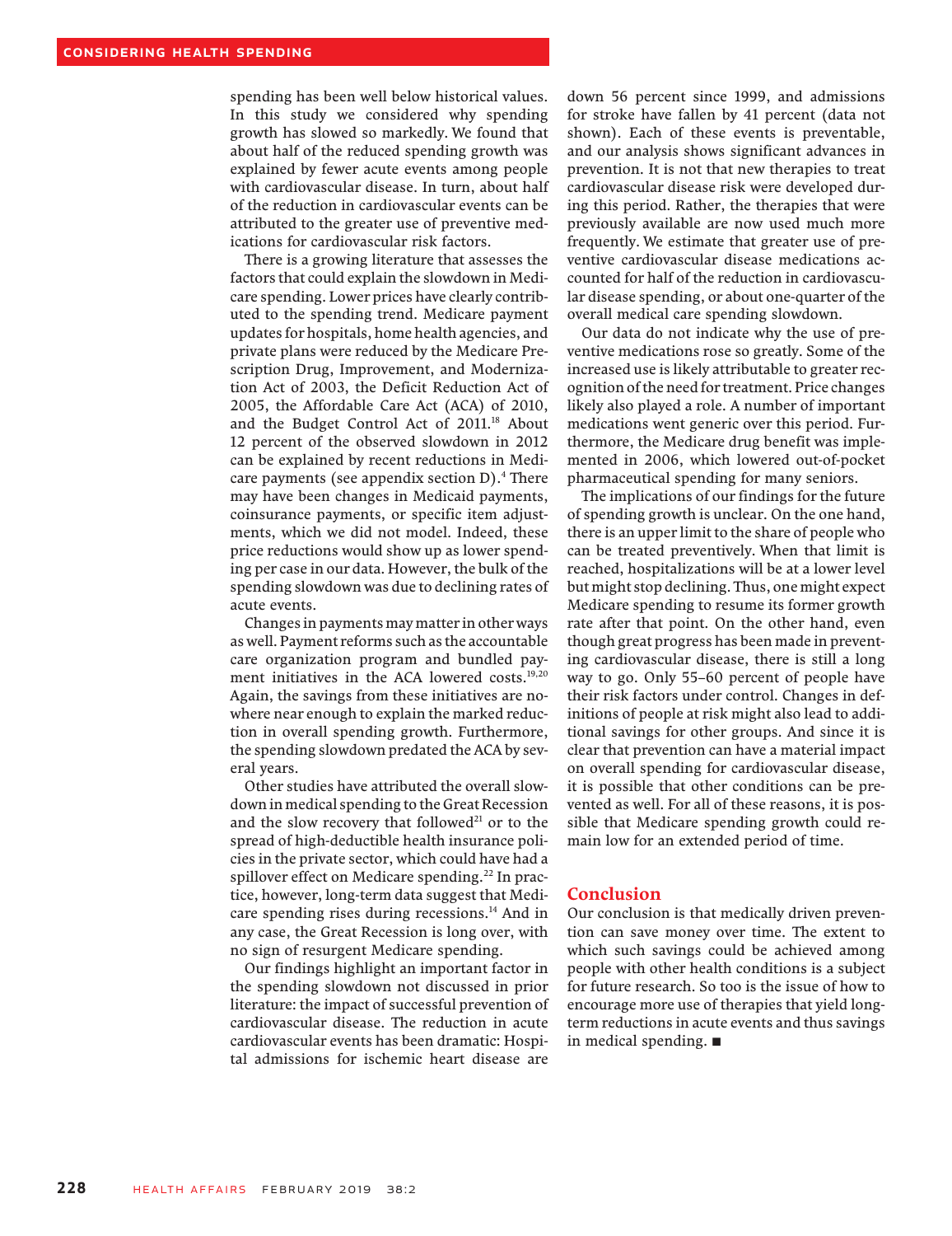spending has been well below historical values. In this study we considered why spending growth has slowed so markedly. We found that about half of the reduced spending growth was explained by fewer acute events among people with cardiovascular disease. In turn, about half of the reduction in cardiovascular events can be attributed to the greater use of preventive medications for cardiovascular risk factors.

There is a growing literature that assesses the factors that could explain the slowdown in Medicare spending. Lower prices have clearly contributed to the spending trend. Medicare payment updates for hospitals, home health agencies, and private plans were reduced by the Medicare Prescription Drug, Improvement, and Modernization Act of 2003, the Deficit Reduction Act of 2005, the Affordable Care Act (ACA) of 2010, and the Budget Control Act of 2011.[18] About 12 percent of the observed slowdown in 2012 can be explained by recent reductions in Medicare payments (see appendix section D).[4] There may have been changes in Medicaid payments, coinsurance payments, or specific item adjustments, which we did not model. Indeed, these price reductions would show up as lower spending per case in our data. However, the bulk of the spending slowdown was due to declining rates of acute events.

Changes in payments may matter in other ways as well. Payment reforms such as the accountable care organization program and bundled payment initiatives in the ACA lowered costs.[19,20] Again, the savings from these initiatives are nowhere near enough to explain the marked reduction in overall spending growth. Furthermore, the spending slowdown predated the ACA by several years.

Other studies have attributed the overall slowdown in medical spending to the Great Recession and the slow recovery that followed[21] or to the spread of high-deductible health insurance policies in the private sector, which could have had a spillover effect on Medicare spending.[22] In practice, however, long-term data suggest that Medicare spending rises during recessions.[14] And in any case, the Great Recession is long over, with no sign of resurgent Medicare spending.

Our findings highlight an important factor in the spending slowdown not discussed in prior literature: the impact of successful prevention of cardiovascular disease. The reduction in acute cardiovascular events has been dramatic: Hospital admissions for ischemic heart disease are down 56 percent since 1999, and admissions for stroke have fallen by 41 percent (data not shown). Each of these events is preventable, and our analysis shows significant advances in prevention. It is not that new therapies to treat cardiovascular disease risk were developed during this period. Rather, the therapies that were previously available are now used much more frequently. We estimate that greater use of preventive cardiovascular disease medications accounted for half of the reduction in cardiovascular disease spending, or about one-quarter of the overall medical care spending slowdown.

Our data do not indicate why the use of preventive medications rose so greatly. Some of the increased use is likely attributable to greater recognition of the need for treatment. Price changes likely also played a role. A number of important medications went generic over this period. Furthermore, the Medicare drug benefit was implemented in 2006, which lowered out-of-pocket pharmaceutical spending for many seniors.

The implications of our findings for the future of spending growth is unclear. On the one hand, there is an upper limit to the share of people who can be treated preventively. When that limit is reached, hospitalizations will be at a lower level but might stop declining. Thus, one might expect Medicare spending to resume its former growth rate after that point. On the other hand, even though great progress has been made in preventing cardiovascular disease, there is still a long way to go. Only 55–60 percent of people have their risk factors under control. Changes in definitions of people at risk might also lead to additional savings for other groups. And since it is clear that prevention can have a material impact on overall spending for cardiovascular disease, it is possible that other conditions can be prevented as well. For all of these reasons, it is possible that Medicare spending growth could remain low for an extended period of time.

## Conclusion

Our conclusion is that medically driven prevention can save money over time. The extent to which such savings could be achieved among people with other health conditions is a subject for future research. So too is the issue of how to encourage more use of therapies that yield long-term reductions in acute events and thus savings in medical spending. ■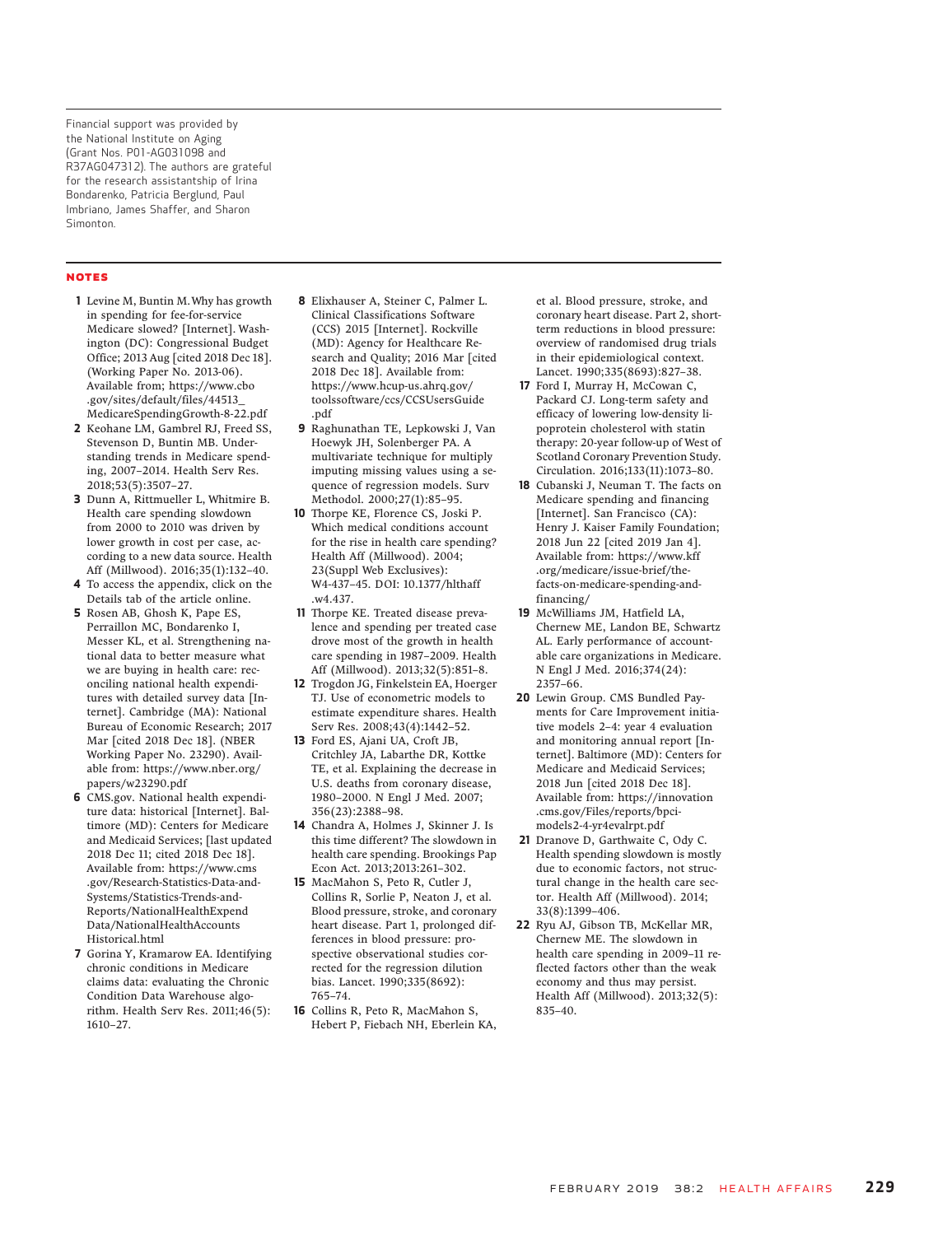Financial support was provided by the National Institute on Aging (Grant Nos. P01-AG031098 and R37AG047312). The authors are grateful for the research assistantship of Irina Bondarenko, Patricia Berglund, Paul Imbriano, James Shaffer, and Sharon Simonton.

## NOTES

1. Levine M, Buntin M. Why has growth in spending for fee-for-service Medicare slowed? [Internet]. Washington (DC): Congressional Budget Office; 2013 Aug [cited 2018 Dec 18]. (Working Paper No. 2013-06). Available from; https://www.cbo.gov/sites/default/files/44513_MedicareSpendingGrowth-8-22.pdf
2. Keohane LM, Gambrel RJ, Freed SS, Stevenson D, Buntin MB. Understanding trends in Medicare spending, 2007–2014. Health Serv Res. 2018;53(5):3507–27.
3. Dunn A, Rittmueller L, Whitmire B. Health care spending slowdown from 2000 to 2010 was driven by lower growth in cost per case, according to a new data source. Health Aff (Millwood). 2016;35(1):132–40.
4. To access the appendix, click on the Details tab of the article online.
5. Rosen AB, Ghosh K, Pape ES, Perraillon MC, Bondarenko I, Messer KL, et al. Strengthening national data to better measure what we are buying in health care: reconciling national health expenditures with detailed survey data [Internet]. Cambridge (MA): National Bureau of Economic Research; 2017 Mar [cited 2018 Dec 18]. (NBER Working Paper No. 23290). Available from: https://www.nber.org/papers/w23290.pdf
6. CMS.gov. National health expenditure data: historical [Internet]. Baltimore (MD): Centers for Medicare and Medicaid Services; [last updated 2018 Dec 11; cited 2018 Dec 18]. Available from: https://www.cms.gov/Research-Statistics-Data-and-Systems/Statistics-Trends-and-Reports/NationalHealthExpendData/NationalHealthAccountsHistorical.html
7. Gorina Y, Kramarow EA. Identifying chronic conditions in Medicare claims data: evaluating the Chronic Condition Data Warehouse algorithm. Health Serv Res. 2011;46(5):1610–27.
8. Elixhauser A, Steiner C, Palmer L. Clinical Classifications Software (CCS) 2015 [Internet]. Rockville (MD): Agency for Healthcare Research and Quality; 2016 Mar [cited 2018 Dec 18]. Available from: https://www.hcup-us.ahrq.gov/toolssoftware/ccs/CCSUsersGuide.pdf
9. Raghunathan TE, Lepkowski J, Van Hoewyk JH, Solenberger PA. A multivariate technique for multiply imputing missing values using a sequence of regression models. Surv Methodol. 2000;27(1):85–95.
10. Thorpe KE, Florence CS, Joski P. Which medical conditions account for the rise in health care spending? Health Aff (Millwood). 2004; 23(Suppl Web Exclusives): W4-437–45. DOI: 10.1377/hlthaff.w4.437.
11. Thorpe KE. Treated disease prevalence and spending per treated case drove most of the growth in health care spending in 1987–2009. Health Aff (Millwood). 2013;32(5):851–8.
12. Trogdon JG, Finkelstein EA, Hoerger TJ. Use of econometric models to estimate expenditure shares. Health Serv Res. 2008;43(4):1442–52.
13. Ford ES, Ajani UA, Croft JB, Critchley JA, Labarthe DR, Kottke TE, et al. Explaining the decrease in U.S. deaths from coronary disease, 1980–2000. N Engl J Med. 2007; 356(23):2388–98.
14. Chandra A, Holmes J, Skinner J. Is this time different? The slowdown in health care spending. Brookings Pap Econ Act. 2013;2013:261–302.
15. MacMahon S, Peto R, Cutler J, Collins R, Sorlie P, Neaton J, et al. Blood pressure, stroke, and coronary heart disease. Part 1, prolonged differences in blood pressure: prospective observational studies corrected for the regression dilution bias. Lancet. 1990;335(8692): 765–74.
16. Collins R, Peto R, MacMahon S, Hebert P, Fiebach NH, Eberlein KA, et al. Blood pressure, stroke, and coronary heart disease. Part 2, short-term reductions in blood pressure: overview of randomised drug trials in their epidemiological context. Lancet. 1990;335(8693):827–38.
17. Ford I, Murray H, McCowan C, Packard CJ. Long-term safety and efficacy of lowering low-density lipoprotein cholesterol with statin therapy: 20-year follow-up of West of Scotland Coronary Prevention Study. Circulation. 2016;133(11):1073–80.
18. Cubanski J, Neuman T. The facts on Medicare spending and financing [Internet]. San Francisco (CA): Henry J. Kaiser Family Foundation; 2018 Jun 22 [cited 2019 Jan 4]. Available from: https://www.kff.org/medicare/issue-brief/the-facts-on-medicare-spending-and-financing/
19. McWilliams JM, Hatfield LA, Chernew ME, Landon BE, Schwartz AL. Early performance of accountable care organizations in Medicare. N Engl J Med. 2016;374(24): 2357–66.
20. Lewin Group. CMS Bundled Payments for Care Improvement initiative models 2–4: year 4 evaluation and monitoring annual report [Internet]. Baltimore (MD): Centers for Medicare and Medicaid Services; 2018 Jun [cited 2018 Dec 18]. Available from: https://innovation.cms.gov/Files/reports/bpci-models2-4-yr4evalrpt.pdf
21. Dranove D, Garthwaite C, Ody C. Health spending slowdown is mostly due to economic factors, not structural change in the health care sector. Health Aff (Millwood). 2014; 33(8):1399–406.
22. Ryu AJ, Gibson TB, McKellar MR, Chernew ME. The slowdown in health care spending in 2009–11 reflected factors other than the weak economy and thus may persist. Health Aff (Millwood). 2013;32(5): 835–40.